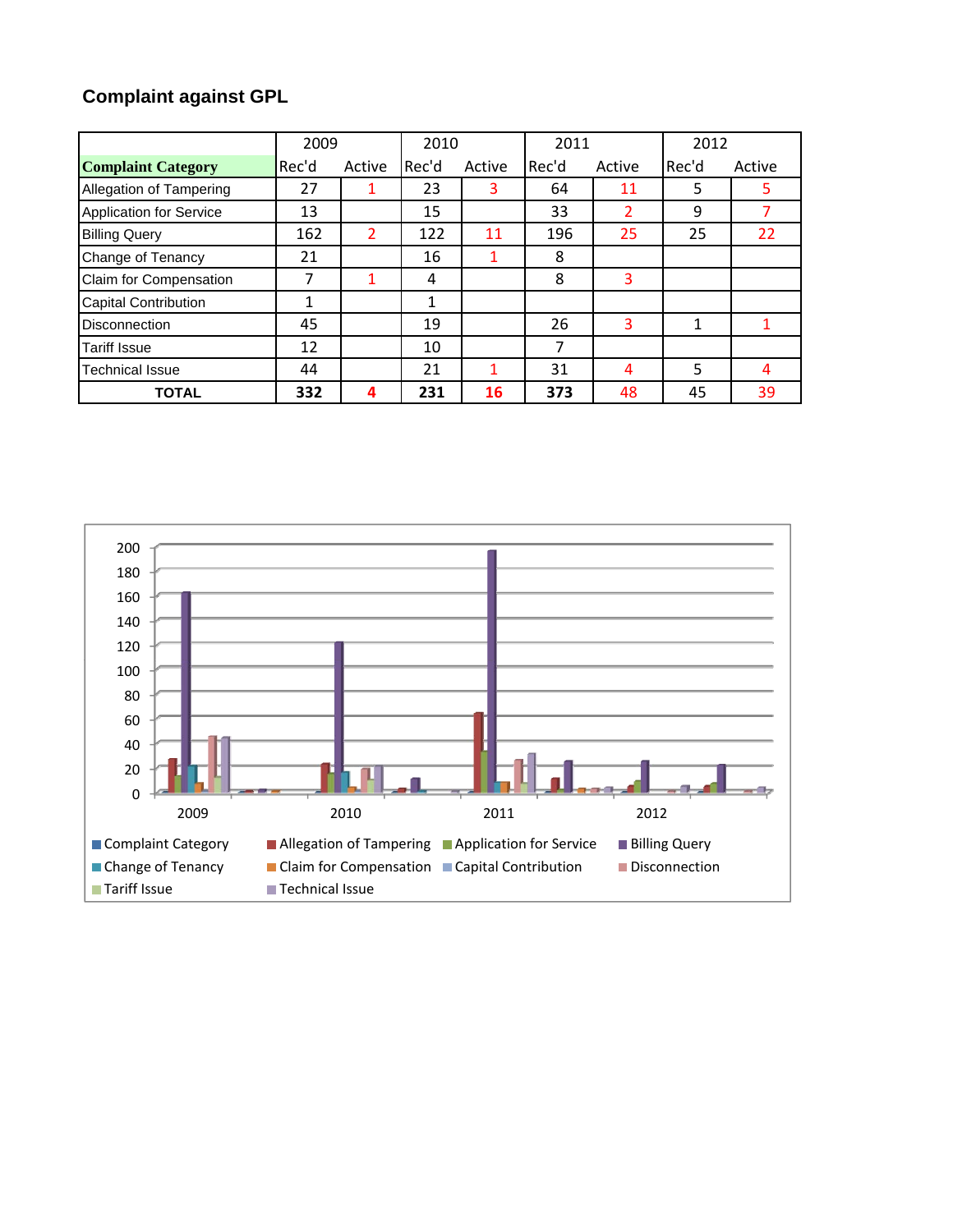# Complaint against GPL

| | 2009 | | 2010 | | 2011 | | 2012 | |
|---|---|---|---|---|---|---|---|---|
| **Complaint Category** | Rec'd | Active | Rec'd | Active | Rec'd | Active | Rec'd | Active |
| Allegation of Tampering | 27 | 1 | 23 | 3 | 64 | 11 | 5 | 5 |
| Application for Service | 13 | | 15 | | 33 | 2 | 9 | 7 |
| Billing Query | 162 | 2 | 122 | 11 | 196 | 25 | 25 | 22 |
| Change of Tenancy | 21 | | 16 | 1 | 8 | | | |
| Claim for Compensation | 7 | 1 | 4 | | 8 | 3 | | |
| Capital Contribution | 1 | | 1 | | | | | |
| Disconnection | 45 | | 19 | | 26 | 3 | 1 | 1 |
| Tariff Issue | 12 | | 10 | | 7 | | | |
| Technical Issue | 44 | | 21 | 1 | 31 | 4 | 5 | 4 |
| **TOTAL** | **332** | **4** | **231** | **16** | **373** | 48 | 45 | 39 |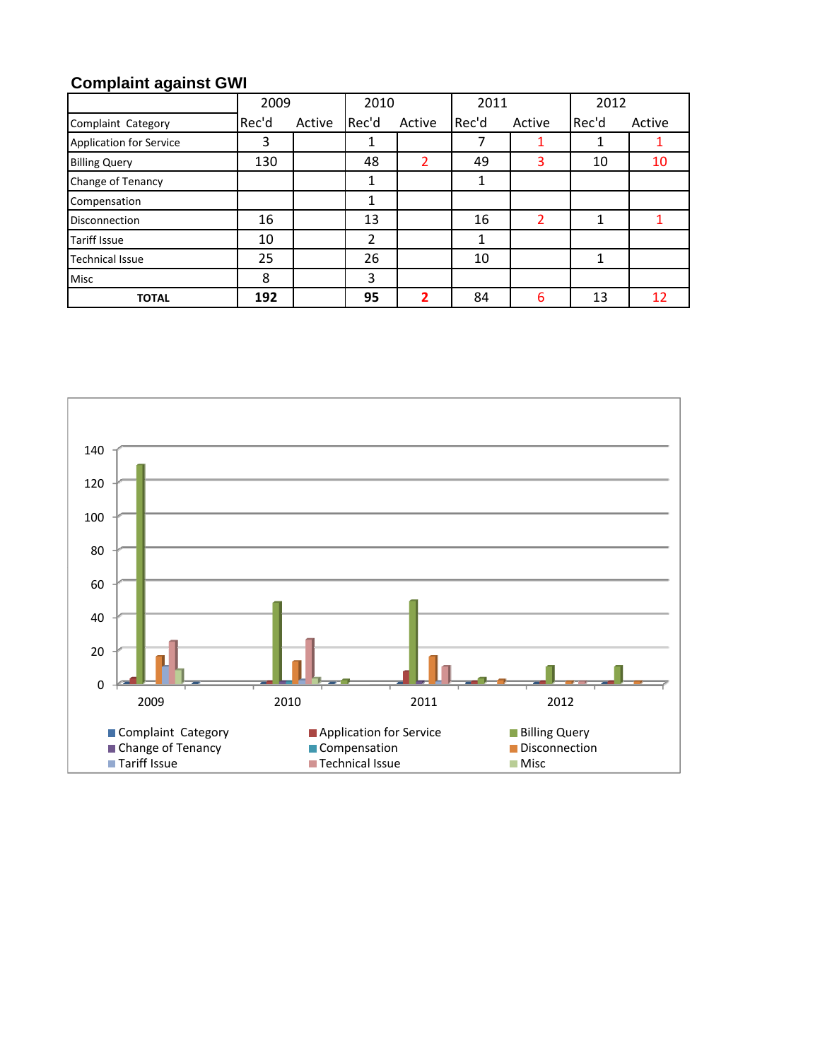## Complaint against GWI

| | 2009 | | 2010 | | 2011 | | 2012 | |
|---|---|---|---|---|---|---|---|---|
| Complaint Category | Rec'd | Active | Rec'd | Active | Rec'd | Active | Rec'd | Active |
| Application for Service | 3 | | 1 | | 7 | 1 | 1 | 1 |
| Billing Query | 130 | | 48 | 2 | 49 | 3 | 10 | 10 |
| Change of Tenancy | | | 1 | | 1 | | | |
| Compensation | | | 1 | | | | | |
| Disconnection | 16 | | 13 | | 16 | 2 | 1 | 1 |
| Tariff Issue | 10 | | 2 | | 1 | | | |
| Technical Issue | 25 | | 26 | | 10 | | 1 | |
| Misc | 8 | | 3 | | | | | |
| **TOTAL** | **192** | | **95** | **2** | 84 | 6 | 13 | 12 |

Chart legend: Complaint Category, Application for Service, Billing Query, Change of Tenancy, Compensation, Disconnection, Tariff Issue, Technical Issue, Misc

Y-axis: 0, 20, 40, 60, 80, 100, 120, 140

X-axis: 2009, 2010, 2011, 2012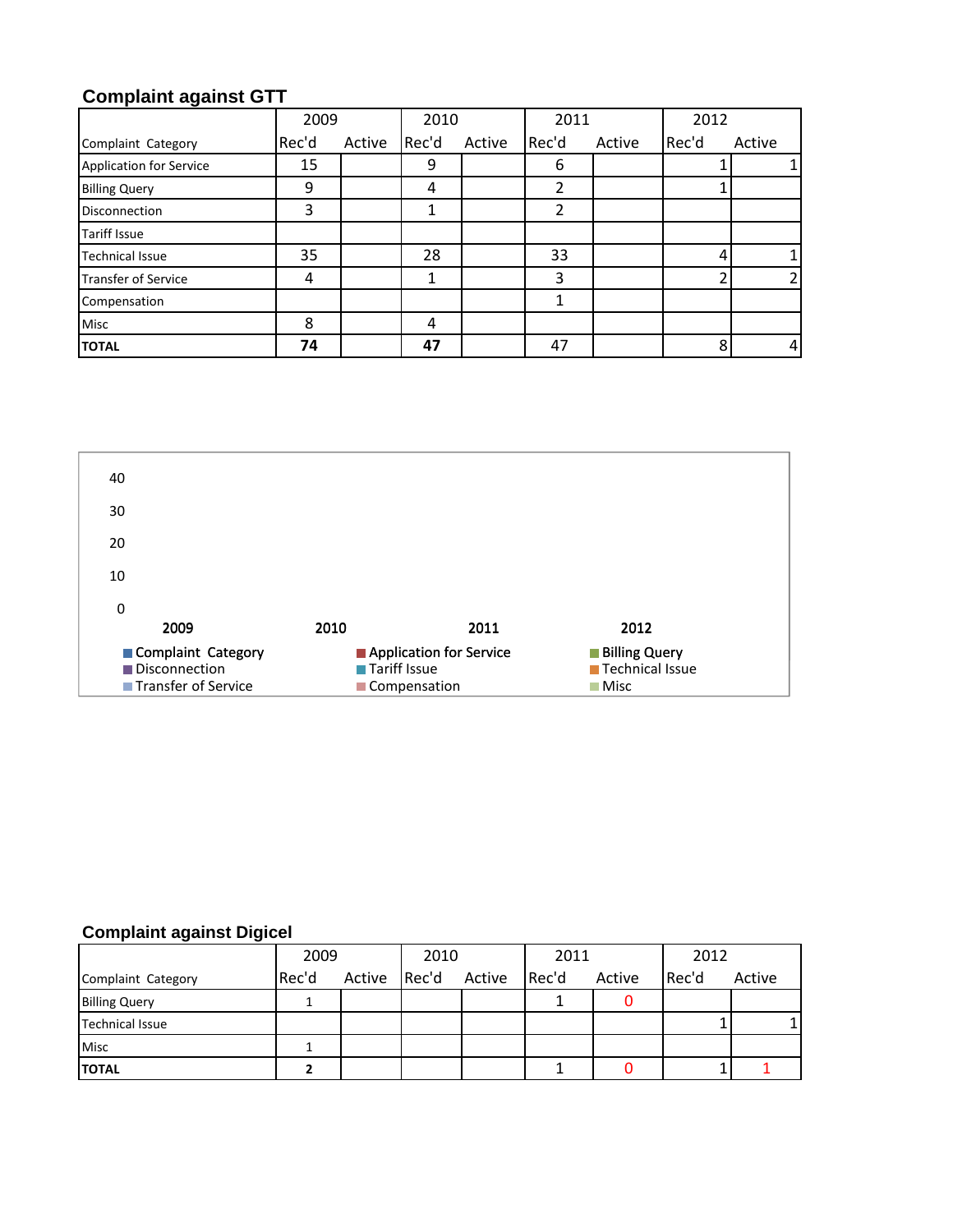## Complaint against GTT

| Complaint Category | 2009 | | 2010 | | 2011 | | 2012 | |
|---|---|---|---|---|---|---|---|---|
| | Rec'd | Active | Rec'd | Active | Rec'd | Active | Rec'd | Active |
| Application for Service | 15 | | 9 | | 6 | | 1 | 1 |
| Billing Query | 9 | | 4 | | 2 | | 1 | |
| Disconnection | 3 | | 1 | | 2 | | | |
| Tariff Issue | | | | | | | | |
| Technical Issue | 35 | | 28 | | 33 | | 4 | 1 |
| Transfer of Service | 4 | | 1 | | 3 | | 2 | 2 |
| Compensation | | | | | 1 | | | |
| Misc | 8 | | 4 | | | | | |
| **TOTAL** | **74** | | **47** | | 47 | | 8 | 4 |

40
30
20
10
0

**2009** **2010** **2011** **2012**

Complaint Category, Application for Service, Billing Query, Disconnection, Tariff Issue, Technical Issue, Transfer of Service, Compensation, Misc

## Complaint against Digicel

| Complaint Category | 2009 | | 2010 | | 2011 | | 2012 | |
|---|---|---|---|---|---|---|---|---|
| | Rec'd | Active | Rec'd | Active | Rec'd | Active | Rec'd | Active |
| Billing Query | 1 | | | | 1 | 0 | | |
| Technical Issue | | | | | | | 1 | 1 |
| Misc | 1 | | | | | | | |
| **TOTAL** | **2** | | | | 1 | 0 | 1 | 1 |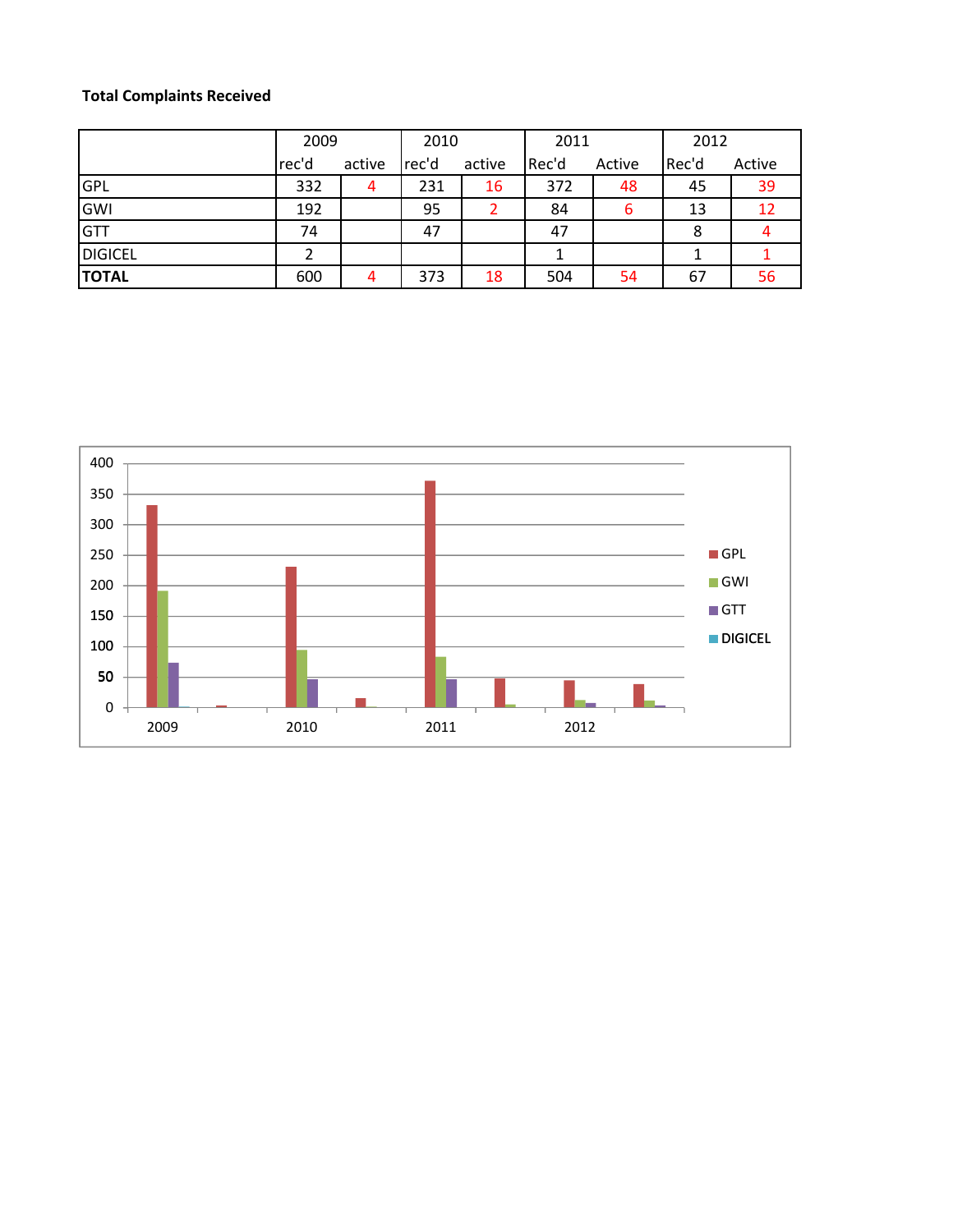**Total Complaints Received**

| | 2009 | | 2010 | | 2011 | | 2012 | |
|---|---|---|---|---|---|---|---|---|
| | rec'd | active | rec'd | active | Rec'd | Active | Rec'd | Active |
| GPL | 332 | 4 | 231 | 16 | 372 | 48 | 45 | 39 |
| GWI | 192 | | 95 | 2 | 84 | 6 | 13 | 12 |
| GTT | 74 | | 47 | | 47 | | 8 | 4 |
| DIGICEL | 2 | | | | 1 | | 1 | 1 |
| **TOTAL** | 600 | 4 | 373 | 18 | 504 | 54 | 67 | 56 |

400
350
300
250
200
150
100
50
0

2009
2010
2011
2012

GPL
GWI
GTT
DIGICEL